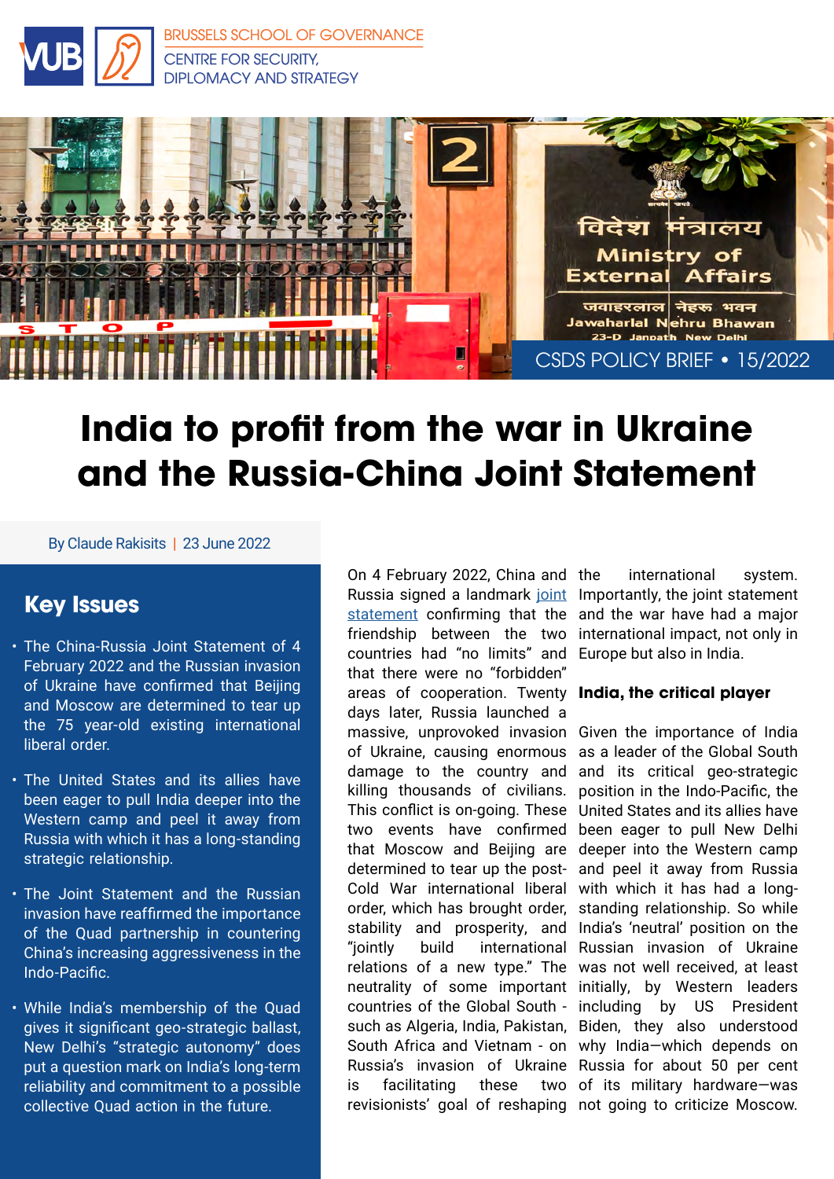BRUSSELS SCHOOL OF GOVERNANCE
CENTRE FOR SECURITY, DIPLOMACY AND STRATEGY

CSDS POLICY BRIEF • 15/2022

# India to profit from the war in Ukraine and the Russia-China Joint Statement

By Claude Rakisits | 23 June 2022

## Key Issues

- The China-Russia Joint Statement of 4 February 2022 and the Russian invasion of Ukraine have confirmed that Beijing and Moscow are determined to tear up the 75 year-old existing international liberal order.
- The United States and its allies have been eager to pull India deeper into the Western camp and peel it away from Russia with which it has a long-standing strategic relationship.
- The Joint Statement and the Russian invasion have reaffirmed the importance of the Quad partnership in countering China's increasing aggressiveness in the Indo-Pacific.
- While India's membership of the Quad gives it significant geo-strategic ballast, New Delhi's "strategic autonomy" does put a question mark on India's long-term reliability and commitment to a possible collective Quad action in the future.

On 4 February 2022, China and Russia signed a landmark joint statement confirming that the friendship between the two countries had "no limits" and that there were no "forbidden" areas of cooperation. Twenty days later, Russia launched a massive, unprovoked invasion of Ukraine, causing enormous damage to the country and killing thousands of civilians. This conflict is on-going. These two events have confirmed that Moscow and Beijing are determined to tear up the post-Cold War international liberal order, which has brought order, stability and prosperity, and "jointly build international relations of a new type." The neutrality of some important countries of the Global South - such as Algeria, India, Pakistan, South Africa and Vietnam - on Russia's invasion of Ukraine is facilitating these two revisionists' goal of reshaping the international system. Importantly, the joint statement and the war have had a major international impact, not only in Europe but also in India.

## India, the critical player

Given the importance of India as a leader of the Global South and its critical geo-strategic position in the Indo-Pacific, the United States and its allies have been eager to pull New Delhi deeper into the Western camp and peel it away from Russia with which it has had a long-standing relationship. So while India's 'neutral' position on the Russian invasion of Ukraine was not well received, at least initially, by Western leaders including by US President Biden, they also understood why India—which depends on Russia for about 50 per cent of its military hardware—was not going to criticize Moscow.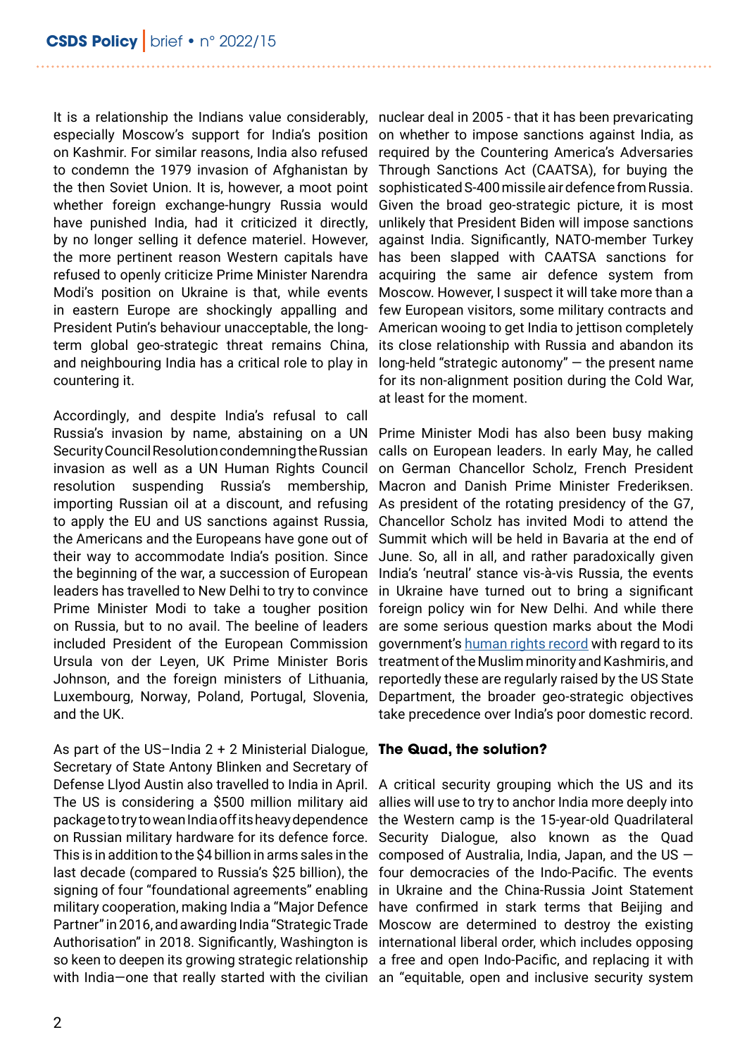It is a relationship the Indians value considerably, especially Moscow's support for India's position on Kashmir. For similar reasons, India also refused to condemn the 1979 invasion of Afghanistan by the then Soviet Union. It is, however, a moot point whether foreign exchange-hungry Russia would have punished India, had it criticized it directly, by no longer selling it defence materiel. However, the more pertinent reason Western capitals have refused to openly criticize Prime Minister Narendra Modi's position on Ukraine is that, while events in eastern Europe are shockingly appalling and President Putin's behaviour unacceptable, the long-term global geo-strategic threat remains China, and neighbouring India has a critical role to play in countering it.

Accordingly, and despite India's refusal to call Russia's invasion by name, abstaining on a UN Security Council Resolution condemning the Russian invasion as well as a UN Human Rights Council resolution suspending Russia's membership, importing Russian oil at a discount, and refusing to apply the EU and US sanctions against Russia, the Americans and the Europeans have gone out of their way to accommodate India's position. Since the beginning of the war, a succession of European leaders has travelled to New Delhi to try to convince Prime Minister Modi to take a tougher position on Russia, but to no avail. The beeline of leaders included President of the European Commission Ursula von der Leyen, UK Prime Minister Boris Johnson, and the foreign ministers of Lithuania, Luxembourg, Norway, Poland, Portugal, Slovenia, and the UK.

As part of the US–India 2 + 2 Ministerial Dialogue, Secretary of State Antony Blinken and Secretary of Defense Llyod Austin also travelled to India in April. The US is considering a $500 million military aid package to try to wean India off its heavy dependence on Russian military hardware for its defence force. This is in addition to the $4 billion in arms sales in the last decade (compared to Russia's $25 billion), the signing of four "foundational agreements" enabling military cooperation, making India a "Major Defence Partner" in 2016, and awarding India "Strategic Trade Authorisation" in 2018. Significantly, Washington is so keen to deepen its growing strategic relationship with India—one that really started with the civilian nuclear deal in 2005 - that it has been prevaricating on whether to impose sanctions against India, as required by the Countering America's Adversaries Through Sanctions Act (CAATSA), for buying the sophisticated S-400 missile air defence from Russia. Given the broad geo-strategic picture, it is most unlikely that President Biden will impose sanctions against India. Significantly, NATO-member Turkey has been slapped with CAATSA sanctions for acquiring the same air defence system from Moscow. However, I suspect it will take more than a few European visitors, some military contracts and American wooing to get India to jettison completely its close relationship with Russia and abandon its long-held "strategic autonomy" — the present name for its non-alignment position during the Cold War, at least for the moment.

Prime Minister Modi has also been busy making calls on European leaders. In early May, he called on German Chancellor Scholz, French President Macron and Danish Prime Minister Frederiksen. As president of the rotating presidency of the G7, Chancellor Scholz has invited Modi to attend the Summit which will be held in Bavaria at the end of June. So, all in all, and rather paradoxically given India's 'neutral' stance vis-à-vis Russia, the events in Ukraine have turned out to bring a significant foreign policy win for New Delhi. And while there are some serious question marks about the Modi government's human rights record with regard to its treatment of the Muslim minority and Kashmiris, and reportedly these are regularly raised by the US State Department, the broader geo-strategic objectives take precedence over India's poor domestic record.

## The Quad, the solution?

A critical security grouping which the US and its allies will use to try to anchor India more deeply into the Western camp is the 15-year-old Quadrilateral Security Dialogue, also known as the Quad composed of Australia, India, Japan, and the US — four democracies of the Indo-Pacific. The events in Ukraine and the China-Russia Joint Statement have confirmed in stark terms that Beijing and Moscow are determined to destroy the existing international liberal order, which includes opposing a free and open Indo-Pacific, and replacing it with an "equitable, open and inclusive security system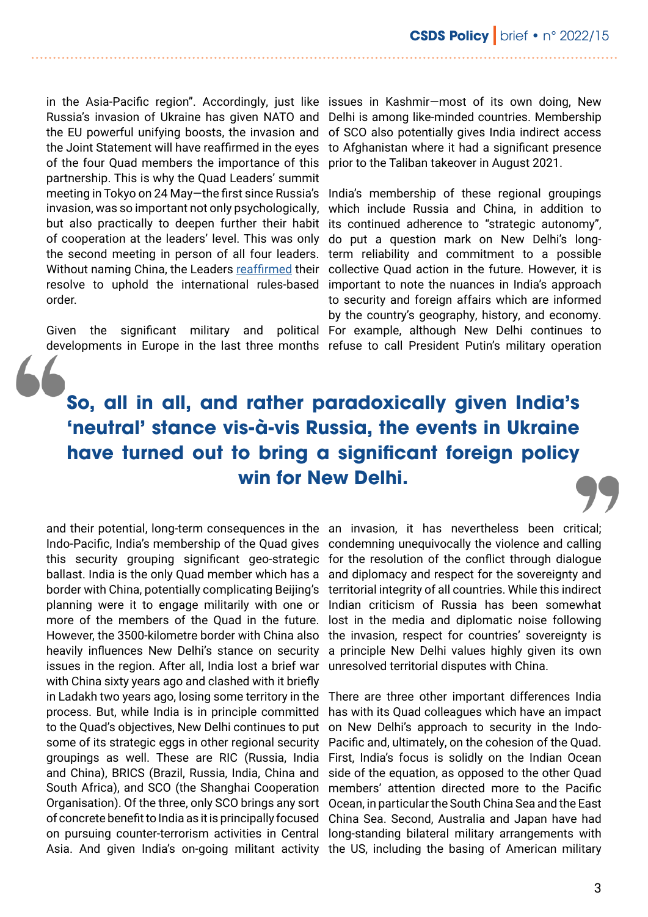in the Asia-Pacific region". Accordingly, just like Russia's invasion of Ukraine has given NATO and the EU powerful unifying boosts, the invasion and the Joint Statement will have reaffirmed in the eyes of the four Quad members the importance of this partnership. This is why the Quad Leaders' summit meeting in Tokyo on 24 May—the first since Russia's invasion, was so important not only psychologically, but also practically to deepen further their habit of cooperation at the leaders' level. This was only the second meeting in person of all four leaders. Without naming China, the Leaders reaffirmed their resolve to uphold the international rules-based order.

Given the significant military and political developments in Europe in the last three months and their potential, long-term consequences in the Indo-Pacific, India's membership of the Quad gives this security grouping significant geo-strategic ballast. India is the only Quad member which has a border with China, potentially complicating Beijing's planning were it to engage militarily with one or more of the members of the Quad in the future. However, the 3500-kilometre border with China also heavily influences New Delhi's stance on security issues in the region. After all, India lost a brief war with China sixty years ago and clashed with it briefly in Ladakh two years ago, losing some territory in the process. But, while India is in principle committed to the Quad's objectives, New Delhi continues to put some of its strategic eggs in other regional security groupings as well. These are RIC (Russia, India and China), BRICS (Brazil, Russia, India, China and South Africa), and SCO (the Shanghai Cooperation Organisation). Of the three, only SCO brings any sort of concrete benefit to India as it is principally focused on pursuing counter-terrorism activities in Central Asia. And given India's on-going militant activity issues in Kashmir—most of its own doing, New Delhi is among like-minded countries. Membership of SCO also potentially gives India indirect access to Afghanistan where it had a significant presence prior to the Taliban takeover in August 2021.

> **So, all in all, and rather paradoxically given India's 'neutral' stance vis-à-vis Russia, the events in Ukraine have turned out to bring a significant foreign policy win for New Delhi.**

India's membership of these regional groupings which include Russia and China, in addition to its continued adherence to "strategic autonomy", do put a question mark on New Delhi's long-term reliability and commitment to a possible collective Quad action in the future. However, it is important to note the nuances in India's approach to security and foreign affairs which are informed by the country's geography, history, and economy. For example, although New Delhi continues to refuse to call President Putin's military operation an invasion, it has nevertheless been critical; condemning unequivocally the violence and calling for the resolution of the conflict through dialogue and diplomacy and respect for the sovereignty and territorial integrity of all countries. While this indirect Indian criticism of Russia has been somewhat lost in the media and diplomatic noise following the invasion, respect for countries' sovereignty is a principle New Delhi values highly given its own unresolved territorial disputes with China.

There are three other important differences India has with its Quad colleagues which have an impact on New Delhi's approach to security in the Indo-Pacific and, ultimately, on the cohesion of the Quad. First, India's focus is solidly on the Indian Ocean side of the equation, as opposed to the other Quad members' attention directed more to the Pacific Ocean, in particular the South China Sea and the East China Sea. Second, Australia and Japan have had long-standing bilateral military arrangements with the US, including the basing of American military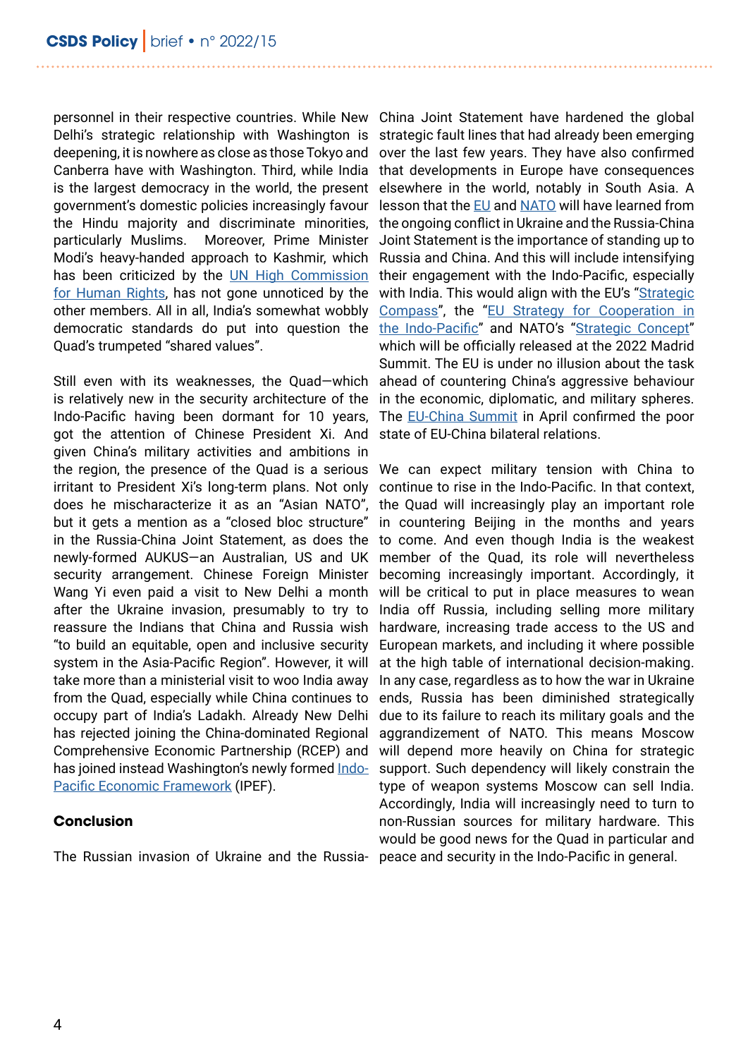personnel in their respective countries. While New Delhi's strategic relationship with Washington is deepening, it is nowhere as close as those Tokyo and Canberra have with Washington. Third, while India is the largest democracy in the world, the present government's domestic policies increasingly favour the Hindu majority and discriminate minorities, particularly Muslims. Moreover, Prime Minister Modi's heavy-handed approach to Kashmir, which has been criticized by the UN High Commission for Human Rights, has not gone unnoticed by the other members. All in all, India's somewhat wobbly democratic standards do put into question the Quad's trumpeted "shared values".

Still even with its weaknesses, the Quad—which is relatively new in the security architecture of the Indo-Pacific having been dormant for 10 years, got the attention of Chinese President Xi. And given China's military activities and ambitions in the region, the presence of the Quad is a serious irritant to President Xi's long-term plans. Not only does he mischaracterize it as an "Asian NATO", but it gets a mention as a "closed bloc structure" in the Russia-China Joint Statement, as does the newly-formed AUKUS—an Australian, US and UK security arrangement. Chinese Foreign Minister Wang Yi even paid a visit to New Delhi a month after the Ukraine invasion, presumably to try to reassure the Indians that China and Russia wish "to build an equitable, open and inclusive security system in the Asia-Pacific Region". However, it will take more than a ministerial visit to woo India away from the Quad, especially while China continues to occupy part of India's Ladakh. Already New Delhi has rejected joining the China-dominated Regional Comprehensive Economic Partnership (RCEP) and has joined instead Washington's newly formed Indo-Pacific Economic Framework (IPEF).

## Conclusion

The Russian invasion of Ukraine and the Russia-China Joint Statement have hardened the global strategic fault lines that had already been emerging over the last few years. They have also confirmed that developments in Europe have consequences elsewhere in the world, notably in South Asia. A lesson that the EU and NATO will have learned from the ongoing conflict in Ukraine and the Russia-China Joint Statement is the importance of standing up to Russia and China. And this will include intensifying their engagement with the Indo-Pacific, especially with India. This would align with the EU's "Strategic Compass", the "EU Strategy for Cooperation in the Indo-Pacific" and NATO's "Strategic Concept" which will be officially released at the 2022 Madrid Summit. The EU is under no illusion about the task ahead of countering China's aggressive behaviour in the economic, diplomatic, and military spheres. The EU-China Summit in April confirmed the poor state of EU-China bilateral relations.

We can expect military tension with China to continue to rise in the Indo-Pacific. In that context, the Quad will increasingly play an important role in countering Beijing in the months and years to come. And even though India is the weakest member of the Quad, its role will nevertheless becoming increasingly important. Accordingly, it will be critical to put in place measures to wean India off Russia, including selling more military hardware, increasing trade access to the US and European markets, and including it where possible at the high table of international decision-making. In any case, regardless as to how the war in Ukraine ends, Russia has been diminished strategically due to its failure to reach its military goals and the aggrandizement of NATO. This means Moscow will depend more heavily on China for strategic support. Such dependency will likely constrain the type of weapon systems Moscow can sell India. Accordingly, India will increasingly need to turn to non-Russian sources for military hardware. This would be good news for the Quad in particular and peace and security in the Indo-Pacific in general.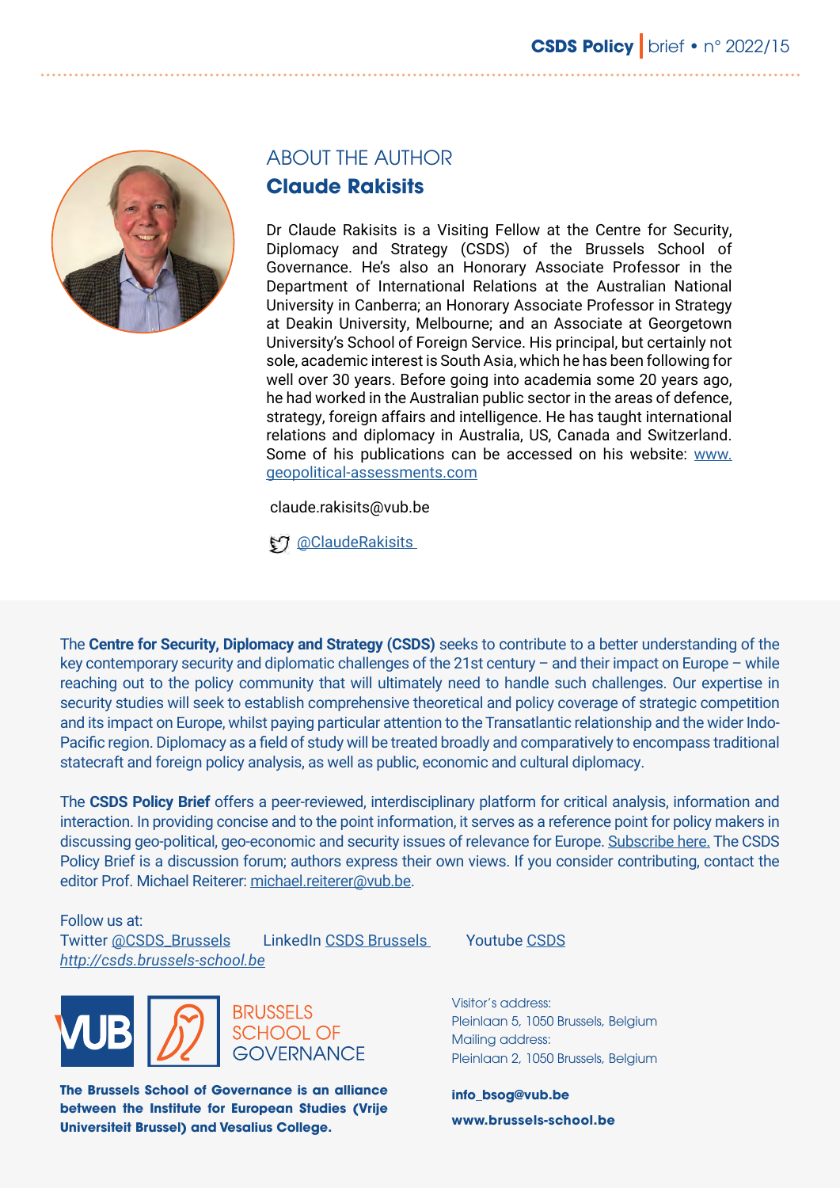## ABOUT THE AUTHOR

### Claude Rakisits

Dr Claude Rakisits is a Visiting Fellow at the Centre for Security, Diplomacy and Strategy (CSDS) of the Brussels School of Governance. He's also an Honorary Associate Professor in the Department of International Relations at the Australian National University in Canberra; an Honorary Associate Professor in Strategy at Deakin University, Melbourne; and an Associate at Georgetown University's School of Foreign Service. His principal, but certainly not sole, academic interest is South Asia, which he has been following for well over 30 years. Before going into academia some 20 years ago, he had worked in the Australian public sector in the areas of defence, strategy, foreign affairs and intelligence. He has taught international relations and diplomacy in Australia, US, Canada and Switzerland. Some of his publications can be accessed on his website: www.geopolitical-assessments.com

claude.rakisits@vub.be

@ClaudeRakisits

The **Centre for Security, Diplomacy and Strategy (CSDS)** seeks to contribute to a better understanding of the key contemporary security and diplomatic challenges of the 21st century – and their impact on Europe – while reaching out to the policy community that will ultimately need to handle such challenges. Our expertise in security studies will seek to establish comprehensive theoretical and policy coverage of strategic competition and its impact on Europe, whilst paying particular attention to the Transatlantic relationship and the wider Indo-Pacific region. Diplomacy as a field of study will be treated broadly and comparatively to encompass traditional statecraft and foreign policy analysis, as well as public, economic and cultural diplomacy.

The **CSDS Policy Brief** offers a peer-reviewed, interdisciplinary platform for critical analysis, information and interaction. In providing concise and to the point information, it serves as a reference point for policy makers in discussing geo-political, geo-economic and security issues of relevance for Europe. Subscribe here. The CSDS Policy Brief is a discussion forum; authors express their own views. If you consider contributing, contact the editor Prof. Michael Reiterer: michael.reiterer@vub.be.

Follow us at:
Twitter @CSDS_Brussels LinkedIn CSDS Brussels Youtube CSDS
*http://csds.brussels-school.be*

VUB BRUSSELS SCHOOL OF GOVERNANCE

**The Brussels School of Governance is an alliance between the Institute for European Studies (Vrije Universiteit Brussel) and Vesalius College.**

Visitor's address:
Pleinlaan 5, 1050 Brussels, Belgium
Mailing address:
Pleinlaan 2, 1050 Brussels, Belgium

**info_bsog@vub.be**

**www.brussels-school.be**